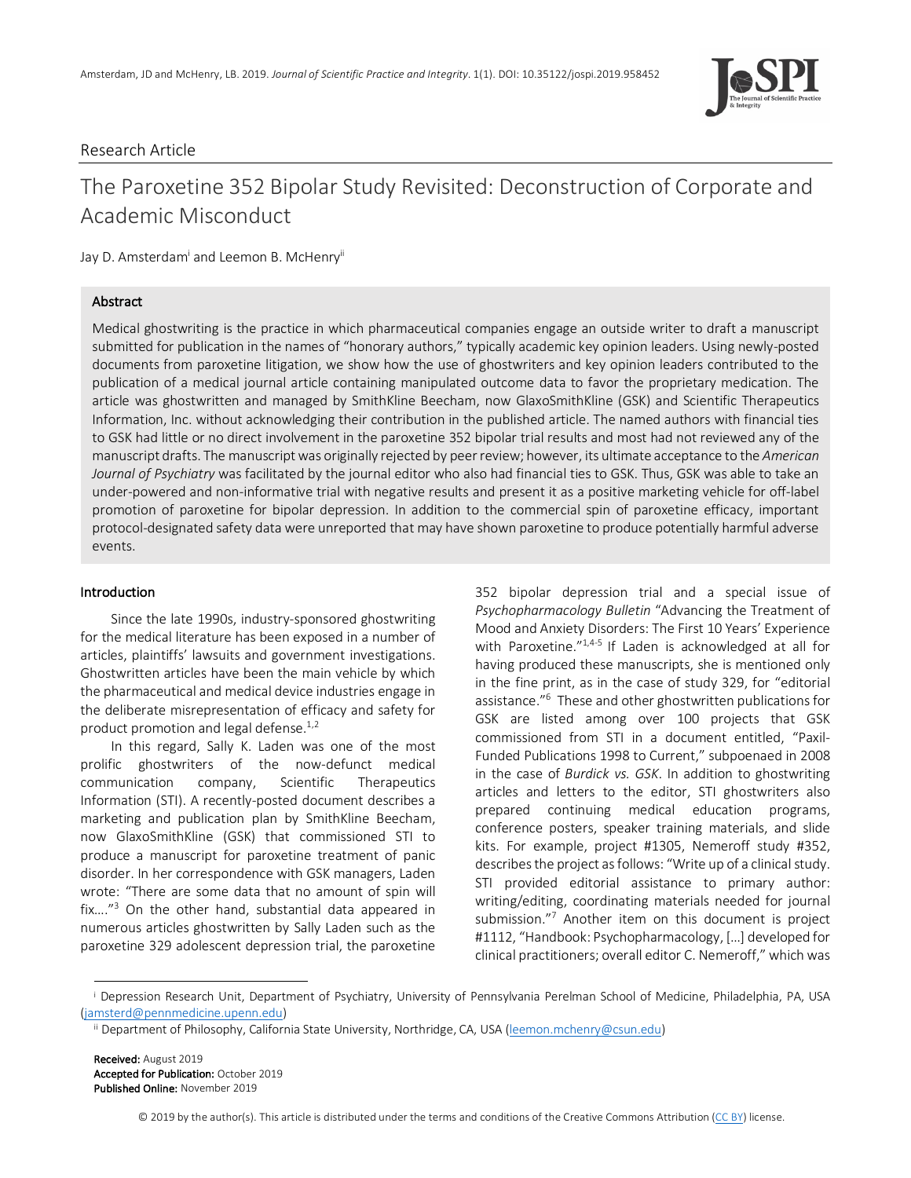Amsterdam, JD and McHenry, LB. 2019. *Journal of Scientific Practice and Integrity*. 1(1). DOI: 10.35122/jospi.2019.958452

Research Article

# The Paroxetine 352 Bipolar Study Revisited: Deconstruction of Corporate and Academic Misconduct

Jay D. Amsterdam[i] and Leemon B. McHenry[ii]

## Abstract

Medical ghostwriting is the practice in which pharmaceutical companies engage an outside writer to draft a manuscript submitted for publication in the names of "honorary authors," typically academic key opinion leaders. Using newly-posted documents from paroxetine litigation, we show how the use of ghostwriters and key opinion leaders contributed to the publication of a medical journal article containing manipulated outcome data to favor the proprietary medication. The article was ghostwritten and managed by SmithKline Beecham, now GlaxoSmithKline (GSK) and Scientific Therapeutics Information, Inc. without acknowledging their contribution in the published article. The named authors with financial ties to GSK had little or no direct involvement in the paroxetine 352 bipolar trial results and most had not reviewed any of the manuscript drafts. The manuscript was originally rejected by peer review; however, its ultimate acceptance to the *American Journal of Psychiatry* was facilitated by the journal editor who also had financial ties to GSK. Thus, GSK was able to take an under-powered and non-informative trial with negative results and present it as a positive marketing vehicle for off-label promotion of paroxetine for bipolar depression. In addition to the commercial spin of paroxetine efficacy, important protocol-designated safety data were unreported that may have shown paroxetine to produce potentially harmful adverse events.

## Introduction

Since the late 1990s, industry-sponsored ghostwriting for the medical literature has been exposed in a number of articles, plaintiffs' lawsuits and government investigations. Ghostwritten articles have been the main vehicle by which the pharmaceutical and medical device industries engage in the deliberate misrepresentation of efficacy and safety for product promotion and legal defense.[1,2]

In this regard, Sally K. Laden was one of the most prolific ghostwriters of the now-defunct medical communication company, Scientific Therapeutics Information (STI). A recently-posted document describes a marketing and publication plan by SmithKline Beecham, now GlaxoSmithKline (GSK) that commissioned STI to produce a manuscript for paroxetine treatment of panic disorder. In her correspondence with GSK managers, Laden wrote: "There are some data that no amount of spin will fix…."[3] On the other hand, substantial data appeared in numerous articles ghostwritten by Sally Laden such as the paroxetine 329 adolescent depression trial, the paroxetine 352 bipolar depression trial and a special issue of *Psychopharmacology Bulletin* "Advancing the Treatment of Mood and Anxiety Disorders: The First 10 Years' Experience with Paroxetine."[1,4-5] If Laden is acknowledged at all for having produced these manuscripts, she is mentioned only in the fine print, as in the case of study 329, for "editorial assistance."[6] These and other ghostwritten publications for GSK are listed among over 100 projects that GSK commissioned from STI in a document entitled, "Paxil-Funded Publications 1998 to Current," subpoenaed in 2008 in the case of *Burdick vs. GSK*. In addition to ghostwriting articles and letters to the editor, STI ghostwriters also prepared continuing medical education programs, conference posters, speaker training materials, and slide kits. For example, project #1305, Nemeroff study #352, describes the project as follows: "Write up of a clinical study. STI provided editorial assistance to primary author: writing/editing, coordinating materials needed for journal submission."[7] Another item on this document is project #1112, "Handbook: Psychopharmacology, […] developed for clinical practitioners; overall editor C. Nemeroff," which was

---

[i] Depression Research Unit, Department of Psychiatry, University of Pennsylvania Perelman School of Medicine, Philadelphia, PA, USA (jamsterd@pennmedicine.upenn.edu)

[ii] Department of Philosophy, California State University, Northridge, CA, USA (leemon.mchenry@csun.edu)

**Received:** August 2019
**Accepted for Publication:** October 2019
**Published Online:** November 2019

© 2019 by the author(s). This article is distributed under the terms and conditions of the Creative Commons Attribution (CC BY) license.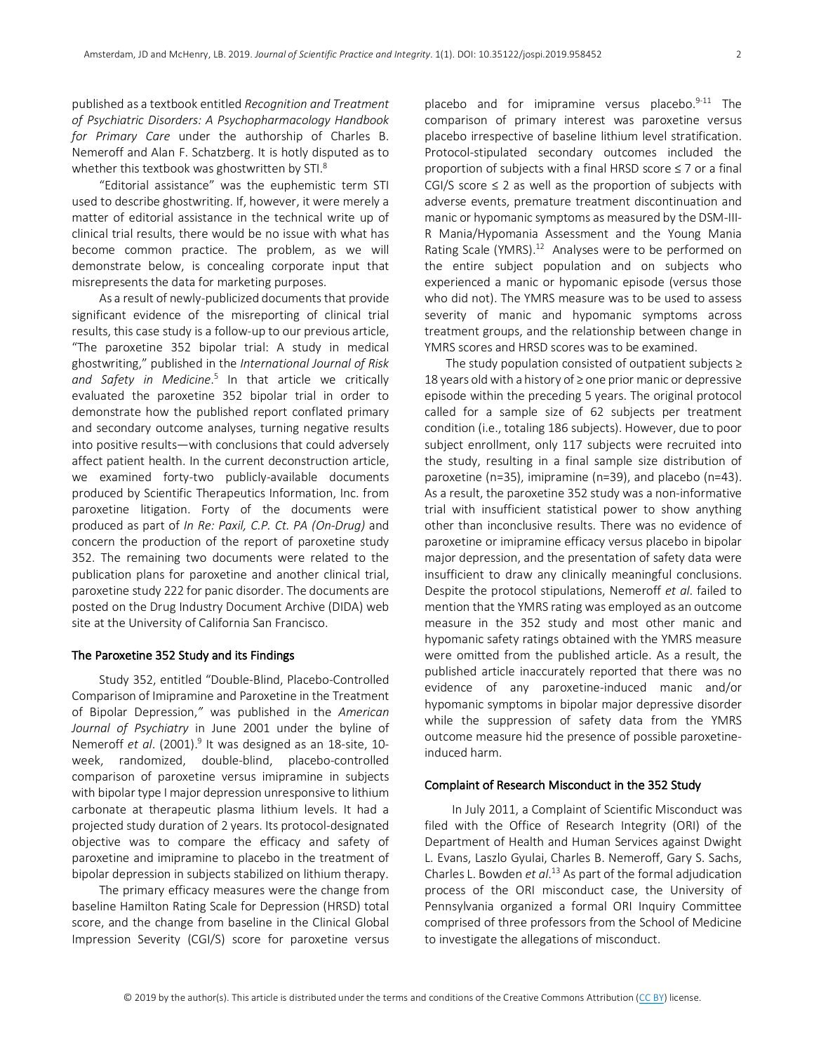published as a textbook entitled *Recognition and Treatment of Psychiatric Disorders: A Psychopharmacology Handbook for Primary Care* under the authorship of Charles B. Nemeroff and Alan F. Schatzberg. It is hotly disputed as to whether this textbook was ghostwritten by STI.[8]

"Editorial assistance" was the euphemistic term STI used to describe ghostwriting. If, however, it were merely a matter of editorial assistance in the technical write up of clinical trial results, there would be no issue with what has become common practice. The problem, as we will demonstrate below, is concealing corporate input that misrepresents the data for marketing purposes.

As a result of newly-publicized documents that provide significant evidence of the misreporting of clinical trial results, this case study is a follow-up to our previous article, "The paroxetine 352 bipolar trial: A study in medical ghostwriting," published in the *International Journal of Risk and Safety in Medicine*.[5] In that article we critically evaluated the paroxetine 352 bipolar trial in order to demonstrate how the published report conflated primary and secondary outcome analyses, turning negative results into positive results—with conclusions that could adversely affect patient health. In the current deconstruction article, we examined forty-two publicly-available documents produced by Scientific Therapeutics Information, Inc. from paroxetine litigation. Forty of the documents were produced as part of *In Re: Paxil, C.P. Ct. PA (On-Drug)* and concern the production of the report of paroxetine study 352. The remaining two documents were related to the publication plans for paroxetine and another clinical trial, paroxetine study 222 for panic disorder. The documents are posted on the Drug Industry Document Archive (DIDA) web site at the University of California San Francisco.

## The Paroxetine 352 Study and its Findings

Study 352, entitled "Double-Blind, Placebo-Controlled Comparison of Imipramine and Paroxetine in the Treatment of Bipolar Depression," was published in the *American Journal of Psychiatry* in June 2001 under the byline of Nemeroff *et al*. (2001).[9] It was designed as an 18-site, 10-week, randomized, double-blind, placebo-controlled comparison of paroxetine versus imipramine in subjects with bipolar type I major depression unresponsive to lithium carbonate at therapeutic plasma lithium levels. It had a projected study duration of 2 years. Its protocol-designated objective was to compare the efficacy and safety of paroxetine and imipramine to placebo in the treatment of bipolar depression in subjects stabilized on lithium therapy.

The primary efficacy measures were the change from baseline Hamilton Rating Scale for Depression (HRSD) total score, and the change from baseline in the Clinical Global Impression Severity (CGI/S) score for paroxetine versus placebo and for imipramine versus placebo.[9-11] The comparison of primary interest was paroxetine versus placebo irrespective of baseline lithium level stratification. Protocol-stipulated secondary outcomes included the proportion of subjects with a final HRSD score ≤ 7 or a final CGI/S score ≤ 2 as well as the proportion of subjects with adverse events, premature treatment discontinuation and manic or hypomanic symptoms as measured by the DSM-III-R Mania/Hypomania Assessment and the Young Mania Rating Scale (YMRS).[12] Analyses were to be performed on the entire subject population and on subjects who experienced a manic or hypomanic episode (versus those who did not). The YMRS measure was to be used to assess severity of manic and hypomanic symptoms across treatment groups, and the relationship between change in YMRS scores and HRSD scores was to be examined.

The study population consisted of outpatient subjects ≥ 18 years old with a history of ≥ one prior manic or depressive episode within the preceding 5 years. The original protocol called for a sample size of 62 subjects per treatment condition (i.e., totaling 186 subjects). However, due to poor subject enrollment, only 117 subjects were recruited into the study, resulting in a final sample size distribution of paroxetine (n=35), imipramine (n=39), and placebo (n=43). As a result, the paroxetine 352 study was a non-informative trial with insufficient statistical power to show anything other than inconclusive results. There was no evidence of paroxetine or imipramine efficacy versus placebo in bipolar major depression, and the presentation of safety data were insufficient to draw any clinically meaningful conclusions. Despite the protocol stipulations, Nemeroff *et al*. failed to mention that the YMRS rating was employed as an outcome measure in the 352 study and most other manic and hypomanic safety ratings obtained with the YMRS measure were omitted from the published article. As a result, the published article inaccurately reported that there was no evidence of any paroxetine-induced manic and/or hypomanic symptoms in bipolar major depressive disorder while the suppression of safety data from the YMRS outcome measure hid the presence of possible paroxetine-induced harm.

## Complaint of Research Misconduct in the 352 Study

In July 2011, a Complaint of Scientific Misconduct was filed with the Office of Research Integrity (ORI) of the Department of Health and Human Services against Dwight L. Evans, Laszlo Gyulai, Charles B. Nemeroff, Gary S. Sachs, Charles L. Bowden *et al*.[13] As part of the formal adjudication process of the ORI misconduct case, the University of Pennsylvania organized a formal ORI Inquiry Committee comprised of three professors from the School of Medicine to investigate the allegations of misconduct.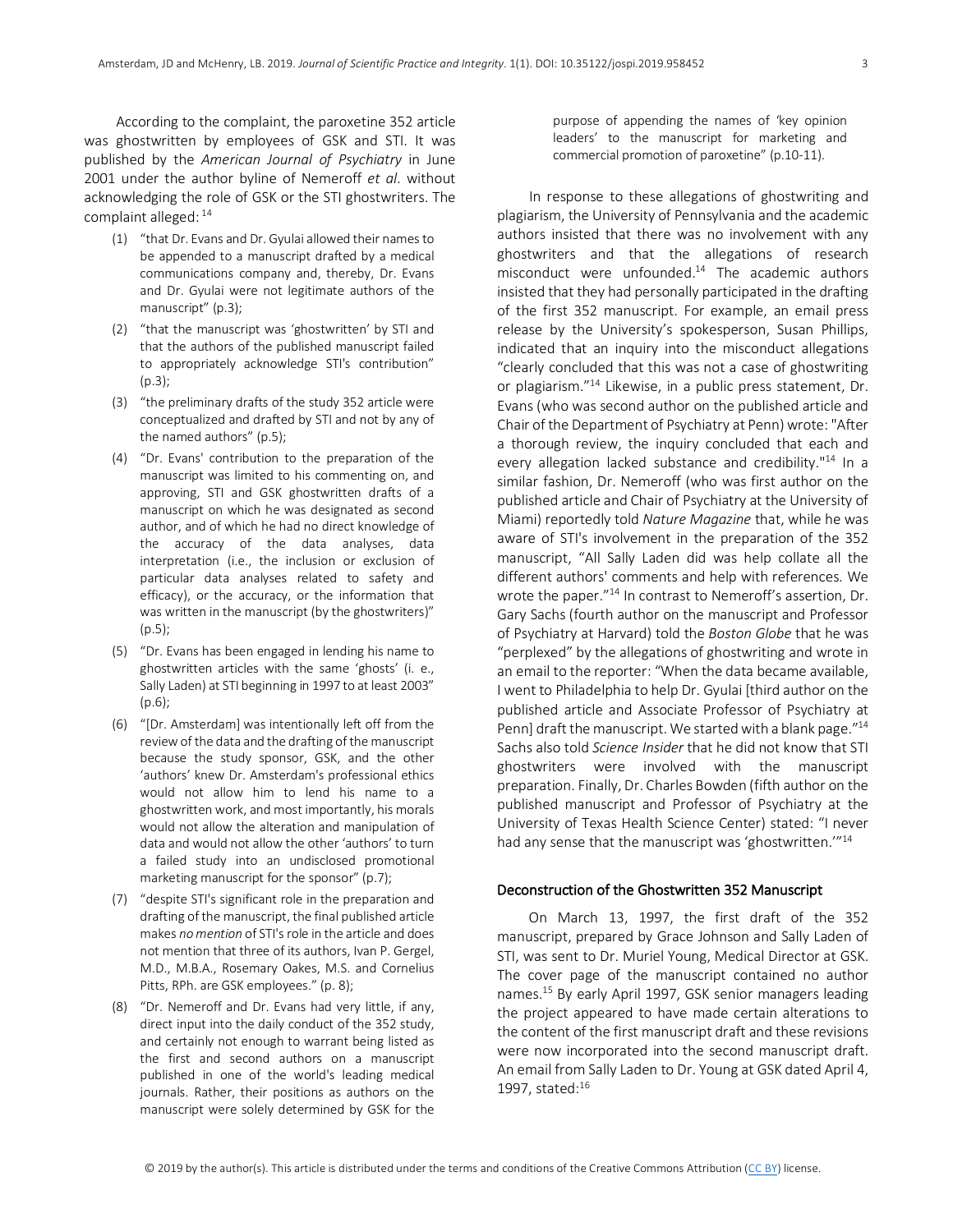According to the complaint, the paroxetine 352 article was ghostwritten by employees of GSK and STI. It was published by the *American Journal of Psychiatry* in June 2001 under the author byline of Nemeroff *et al*. without acknowledging the role of GSK or the STI ghostwriters. The complaint alleged:[14]

(1) "that Dr. Evans and Dr. Gyulai allowed their names to be appended to a manuscript drafted by a medical communications company and, thereby, Dr. Evans and Dr. Gyulai were not legitimate authors of the manuscript" (p.3);

(2) "that the manuscript was 'ghostwritten' by STI and that the authors of the published manuscript failed to appropriately acknowledge STI's contribution" (p.3);

(3) "the preliminary drafts of the study 352 article were conceptualized and drafted by STI and not by any of the named authors" (p.5);

(4) "Dr. Evans' contribution to the preparation of the manuscript was limited to his commenting on, and approving, STI and GSK ghostwritten drafts of a manuscript on which he was designated as second author, and of which he had no direct knowledge of the accuracy of the data analyses, data interpretation (i.e., the inclusion or exclusion of particular data analyses related to safety and efficacy), or the accuracy, or the information that was written in the manuscript (by the ghostwriters)" (p.5);

(5) "Dr. Evans has been engaged in lending his name to ghostwritten articles with the same 'ghosts' (i. e., Sally Laden) at STI beginning in 1997 to at least 2003" (p.6);

(6) "[Dr. Amsterdam] was intentionally left off from the review of the data and the drafting of the manuscript because the study sponsor, GSK, and the other 'authors' knew Dr. Amsterdam's professional ethics would not allow him to lend his name to a ghostwritten work, and most importantly, his morals would not allow the alteration and manipulation of data and would not allow the other 'authors' to turn a failed study into an undisclosed promotional marketing manuscript for the sponsor" (p.7);

(7) "despite STI's significant role in the preparation and drafting of the manuscript, the final published article makes *no mention* of STI's role in the article and does not mention that three of its authors, Ivan P. Gergel, M.D., M.B.A., Rosemary Oakes, M.S. and Cornelius Pitts, RPh. are GSK employees." (p. 8);

(8) "Dr. Nemeroff and Dr. Evans had very little, if any, direct input into the daily conduct of the 352 study, and certainly not enough to warrant being listed as the first and second authors on a manuscript published in one of the world's leading medical journals. Rather, their positions as authors on the manuscript were solely determined by GSK for the purpose of appending the names of 'key opinion leaders' to the manuscript for marketing and commercial promotion of paroxetine" (p.10-11).

In response to these allegations of ghostwriting and plagiarism, the University of Pennsylvania and the academic authors insisted that there was no involvement with any ghostwriters and that the allegations of research misconduct were unfounded.[14] The academic authors insisted that they had personally participated in the drafting of the first 352 manuscript. For example, an email press release by the University's spokesperson, Susan Phillips, indicated that an inquiry into the misconduct allegations "clearly concluded that this was not a case of ghostwriting or plagiarism."[14] Likewise, in a public press statement, Dr. Evans (who was second author on the published article and Chair of the Department of Psychiatry at Penn) wrote: "After a thorough review, the inquiry concluded that each and every allegation lacked substance and credibility."[14] In a similar fashion, Dr. Nemeroff (who was first author on the published article and Chair of Psychiatry at the University of Miami) reportedly told *Nature Magazine* that, while he was aware of STI's involvement in the preparation of the 352 manuscript, "All Sally Laden did was help collate all the different authors' comments and help with references. We wrote the paper."[14] In contrast to Nemeroff's assertion, Dr. Gary Sachs (fourth author on the manuscript and Professor of Psychiatry at Harvard) told the *Boston Globe* that he was "perplexed" by the allegations of ghostwriting and wrote in an email to the reporter: "When the data became available, I went to Philadelphia to help Dr. Gyulai [third author on the published article and Associate Professor of Psychiatry at Penn] draft the manuscript. We started with a blank page."[14] Sachs also told *Science Insider* that he did not know that STI ghostwriters were involved with the manuscript preparation. Finally, Dr. Charles Bowden (fifth author on the published manuscript and Professor of Psychiatry at the University of Texas Health Science Center) stated: "I never had any sense that the manuscript was 'ghostwritten.'"[14]

## Deconstruction of the Ghostwritten 352 Manuscript

On March 13, 1997, the first draft of the 352 manuscript, prepared by Grace Johnson and Sally Laden of STI, was sent to Dr. Muriel Young, Medical Director at GSK. The cover page of the manuscript contained no author names.[15] By early April 1997, GSK senior managers leading the project appeared to have made certain alterations to the content of the first manuscript draft and these revisions were now incorporated into the second manuscript draft. An email from Sally Laden to Dr. Young at GSK dated April 4, 1997, stated:[16]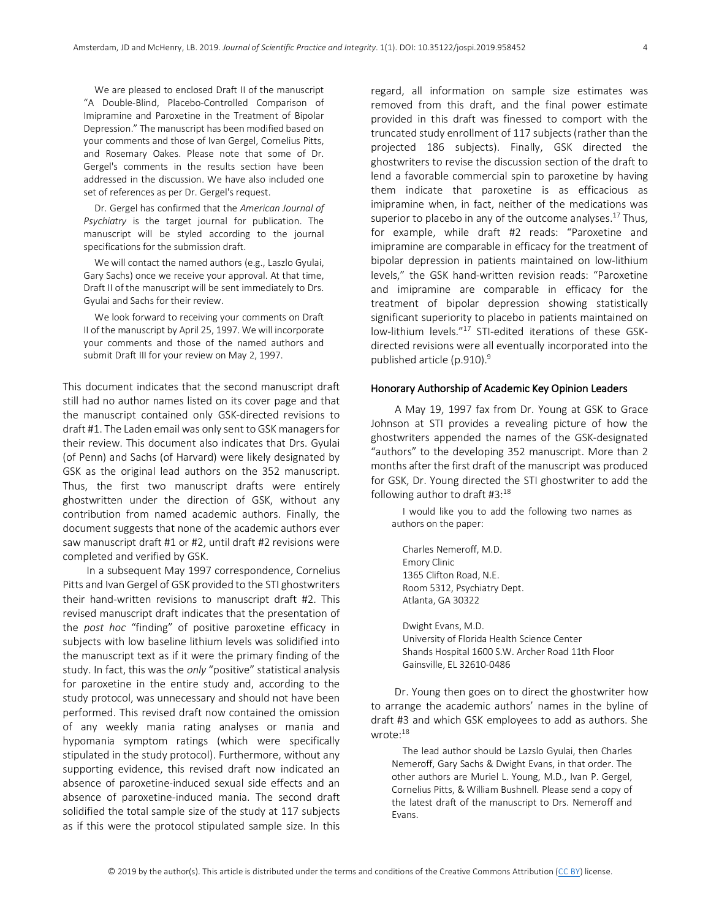> We are pleased to enclose Draft II of the manuscript "A Double-Blind, Placebo-Controlled Comparison of Imipramine and Paroxetine in the Treatment of Bipolar Depression." The manuscript has been modified based on your comments and those of Ivan Gergel, Cornelius Pitts, and Rosemary Oakes. Please note that some of Dr. Gergel's comments in the results section have been addressed in the discussion. We have also included one set of references as per Dr. Gergel's request.
>
> Dr. Gergel has confirmed that the *American Journal of Psychiatry* is the target journal for publication. The manuscript will be styled according to the journal specifications for the submission draft.
>
> We will contact the named authors (e.g., Laszlo Gyulai, Gary Sachs) once we receive your approval. At that time, Draft II of the manuscript will be sent immediately to Drs. Gyulai and Sachs for their review.
>
> We look forward to receiving your comments on Draft II of the manuscript by April 25, 1997. We will incorporate your comments and those of the named authors and submit Draft III for your review on May 2, 1997.

This document indicates that the second manuscript draft still had no author names listed on its cover page and that the manuscript contained only GSK-directed revisions to draft #1. The Laden email was only sent to GSK managers for their review. This document also indicates that Drs. Gyulai (of Penn) and Sachs (of Harvard) were likely designated by GSK as the original lead authors on the 352 manuscript. Thus, the first two manuscript drafts were entirely ghostwritten under the direction of GSK, without any contribution from named academic authors. Finally, the document suggests that none of the academic authors ever saw manuscript draft #1 or #2, until draft #2 revisions were completed and verified by GSK.

In a subsequent May 1997 correspondence, Cornelius Pitts and Ivan Gergel of GSK provided to the STI ghostwriters their hand-written revisions to manuscript draft #2. This revised manuscript draft indicates that the presentation of the *post hoc* "finding" of positive paroxetine efficacy in subjects with low baseline lithium levels was solidified into the manuscript text as if it were the primary finding of the study. In fact, this was the *only* "positive" statistical analysis for paroxetine in the entire study and, according to the study protocol, was unnecessary and should not have been performed. This revised draft now contained the omission of any weekly mania rating analyses or mania and hypomania symptom ratings (which were specifically stipulated in the study protocol). Furthermore, without any supporting evidence, this revised draft now indicated an absence of paroxetine-induced sexual side effects and an absence of paroxetine-induced mania. The second draft solidified the total sample size of the study at 117 subjects as if this were the protocol stipulated sample size. In this regard, all information on sample size estimates was removed from this draft, and the final power estimate provided in this draft was finessed to comport with the truncated study enrollment of 117 subjects (rather than the projected 186 subjects). Finally, GSK directed the ghostwriters to revise the discussion section of the draft to lend a favorable commercial spin to paroxetine by having them indicate that paroxetine is as efficacious as imipramine when, in fact, neither of the medications was superior to placebo in any of the outcome analyses.[17] Thus, for example, while draft #2 reads: "Paroxetine and imipramine are comparable in efficacy for the treatment of bipolar depression in patients maintained on low-lithium levels," the GSK hand-written revision reads: "Paroxetine and imipramine are comparable in efficacy for the treatment of bipolar depression showing statistically significant superiority to placebo in patients maintained on low-lithium levels."[17] STI-edited iterations of these GSK-directed revisions were all eventually incorporated into the published article (p.910).[9]

## Honorary Authorship of Academic Key Opinion Leaders

A May 19, 1997 fax from Dr. Young at GSK to Grace Johnson at STI provides a revealing picture of how the ghostwriters appended the names of the GSK-designated "authors" to the developing 352 manuscript. More than 2 months after the first draft of the manuscript was produced for GSK, Dr. Young directed the STI ghostwriter to add the following author to draft #3:[18]

> I would like you to add the following two names as authors on the paper:
>
> Charles Nemeroff, M.D.
> Emory Clinic
> 1365 Clifton Road, N.E.
> Room 5312, Psychiatry Dept.
> Atlanta, GA 30322
>
> Dwight Evans, M.D.
> University of Florida Health Science Center
> Shands Hospital 1600 S.W. Archer Road 11th Floor
> Gainsville, EL 32610-0486

Dr. Young then goes on to direct the ghostwriter how to arrange the academic authors' names in the byline of draft #3 and which GSK employees to add as authors. She wrote:[18]

> The lead author should be Lazslo Gyulai, then Charles Nemeroff, Gary Sachs & Dwight Evans, in that order. The other authors are Muriel L. Young, M.D., Ivan P. Gergel, Cornelius Pitts, & William Bushnell. Please send a copy of the latest draft of the manuscript to Drs. Nemeroff and Evans.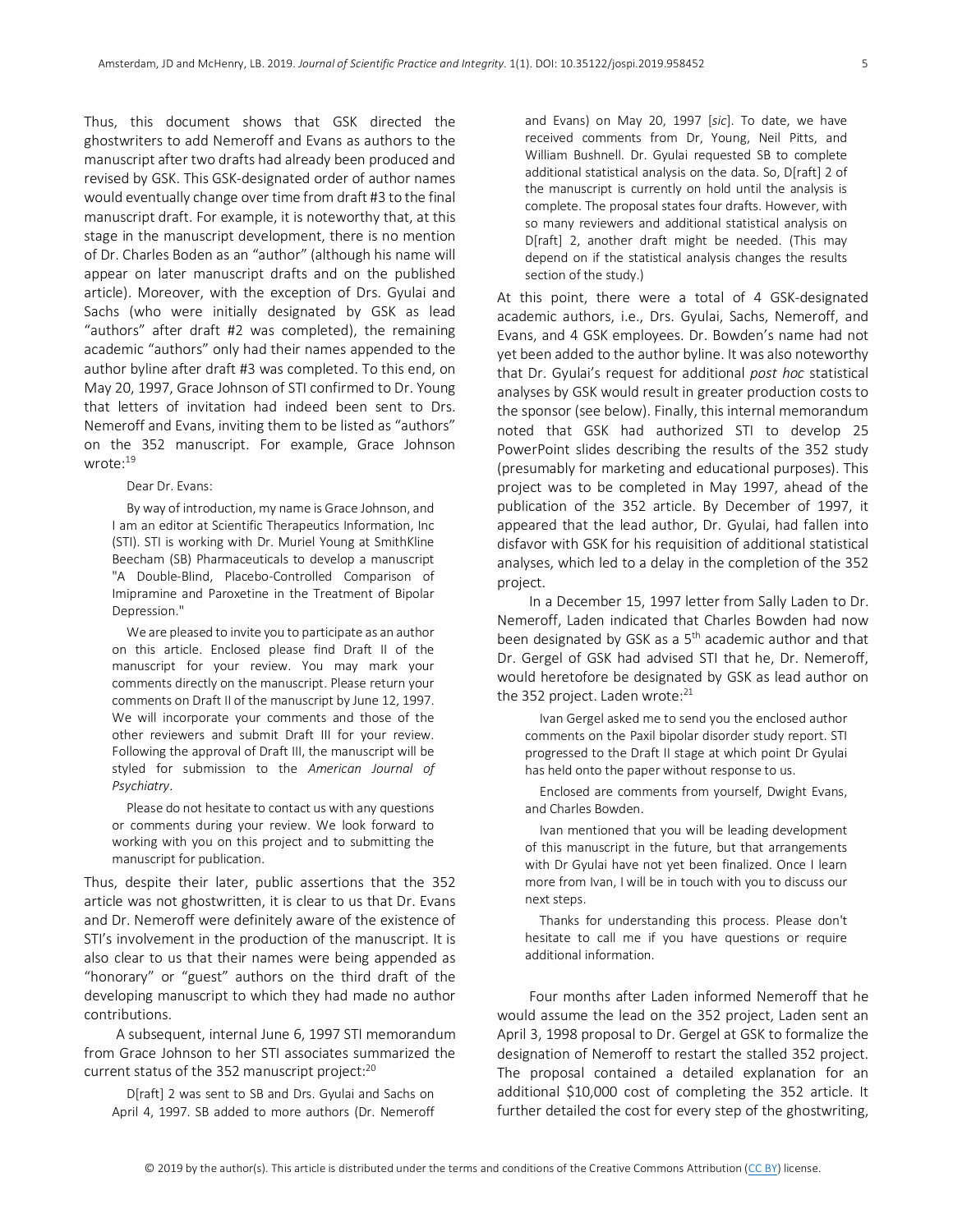Thus, this document shows that GSK directed the ghostwriters to add Nemeroff and Evans as authors to the manuscript after two drafts had already been produced and revised by GSK. This GSK-designated order of author names would eventually change over time from draft #3 to the final manuscript draft. For example, it is noteworthy that, at this stage in the manuscript development, there is no mention of Dr. Charles Boden as an "author" (although his name will appear on later manuscript drafts and on the published article). Moreover, with the exception of Drs. Gyulai and Sachs (who were initially designated by GSK as lead "authors" after draft #2 was completed), the remaining academic "authors" only had their names appended to the author byline after draft #3 was completed. To this end, on May 20, 1997, Grace Johnson of STI confirmed to Dr. Young that letters of invitation had indeed been sent to Drs. Nemeroff and Evans, inviting them to be listed as "authors" on the 352 manuscript. For example, Grace Johnson wrote:[19]

> Dear Dr. Evans:
>
> By way of introduction, my name is Grace Johnson, and I am an editor at Scientific Therapeutics Information, Inc (STI). STI is working with Dr. Muriel Young at SmithKline Beecham (SB) Pharmaceuticals to develop a manuscript "A Double-Blind, Placebo-Controlled Comparison of Imipramine and Paroxetine in the Treatment of Bipolar Depression."
>
> We are pleased to invite you to participate as an author on this article. Enclosed please find Draft II of the manuscript for your review. You may mark your comments directly on the manuscript. Please return your comments on Draft II of the manuscript by June 12, 1997. We will incorporate your comments and those of the other reviewers and submit Draft III for your review. Following the approval of Draft III, the manuscript will be styled for submission to the *American Journal of Psychiatry*.
>
> Please do not hesitate to contact us with any questions or comments during your review. We look forward to working with you on this project and to submitting the manuscript for publication.

Thus, despite their later, public assertions that the 352 article was not ghostwritten, it is clear to us that Dr. Evans and Dr. Nemeroff were definitely aware of the existence of STI's involvement in the production of the manuscript. It is also clear to us that their names were being appended as "honorary" or "guest" authors on the third draft of the developing manuscript to which they had made no author contributions.

A subsequent, internal June 6, 1997 STI memorandum from Grace Johnson to her STI associates summarized the current status of the 352 manuscript project:[20]

> D[raft] 2 was sent to SB and Drs. Gyulai and Sachs on April 4, 1997. SB added to more authors (Dr. Nemeroff and Evans) on May 20, 1997 [*sic*]. To date, we have received comments from Dr, Young, Neil Pitts, and William Bushnell. Dr. Gyulai requested SB to complete additional statistical analysis on the data. So, D[raft] 2 of the manuscript is currently on hold until the analysis is complete. The proposal states four drafts. However, with so many reviewers and additional statistical analysis on D[raft] 2, another draft might be needed. (This may depend on if the statistical analysis changes the results section of the study.)

At this point, there were a total of 4 GSK-designated academic authors, i.e., Drs. Gyulai, Sachs, Nemeroff, and Evans, and 4 GSK employees. Dr. Bowden's name had not yet been added to the author byline. It was also noteworthy that Dr. Gyulai's request for additional *post hoc* statistical analyses by GSK would result in greater production costs to the sponsor (see below). Finally, this internal memorandum noted that GSK had authorized STI to develop 25 PowerPoint slides describing the results of the 352 study (presumably for marketing and educational purposes). This project was to be completed in May 1997, ahead of the publication of the 352 article. By December of 1997, it appeared that the lead author, Dr. Gyulai, had fallen into disfavor with GSK for his requisition of additional statistical analyses, which led to a delay in the completion of the 352 project.

In a December 15, 1997 letter from Sally Laden to Dr. Nemeroff, Laden indicated that Charles Bowden had now been designated by GSK as a 5th academic author and that Dr. Gergel of GSK had advised STI that he, Dr. Nemeroff, would heretofore be designated by GSK as lead author on the 352 project. Laden wrote:[21]

> Ivan Gergel asked me to send you the enclosed author comments on the Paxil bipolar disorder study report. STI progressed to the Draft II stage at which point Dr Gyulai has held onto the paper without response to us.
>
> Enclosed are comments from yourself, Dwight Evans, and Charles Bowden.
>
> Ivan mentioned that you will be leading development of this manuscript in the future, but that arrangements with Dr Gyulai have not yet been finalized. Once I learn more from Ivan, I will be in touch with you to discuss our next steps.
>
> Thanks for understanding this process. Please don't hesitate to call me if you have questions or require additional information.

Four months after Laden informed Nemeroff that he would assume the lead on the 352 project, Laden sent an April 3, 1998 proposal to Dr. Gergel at GSK to formalize the designation of Nemeroff to restart the stalled 352 project. The proposal contained a detailed explanation for an additional \$10,000 cost of completing the 352 article. It further detailed the cost for every step of the ghostwriting,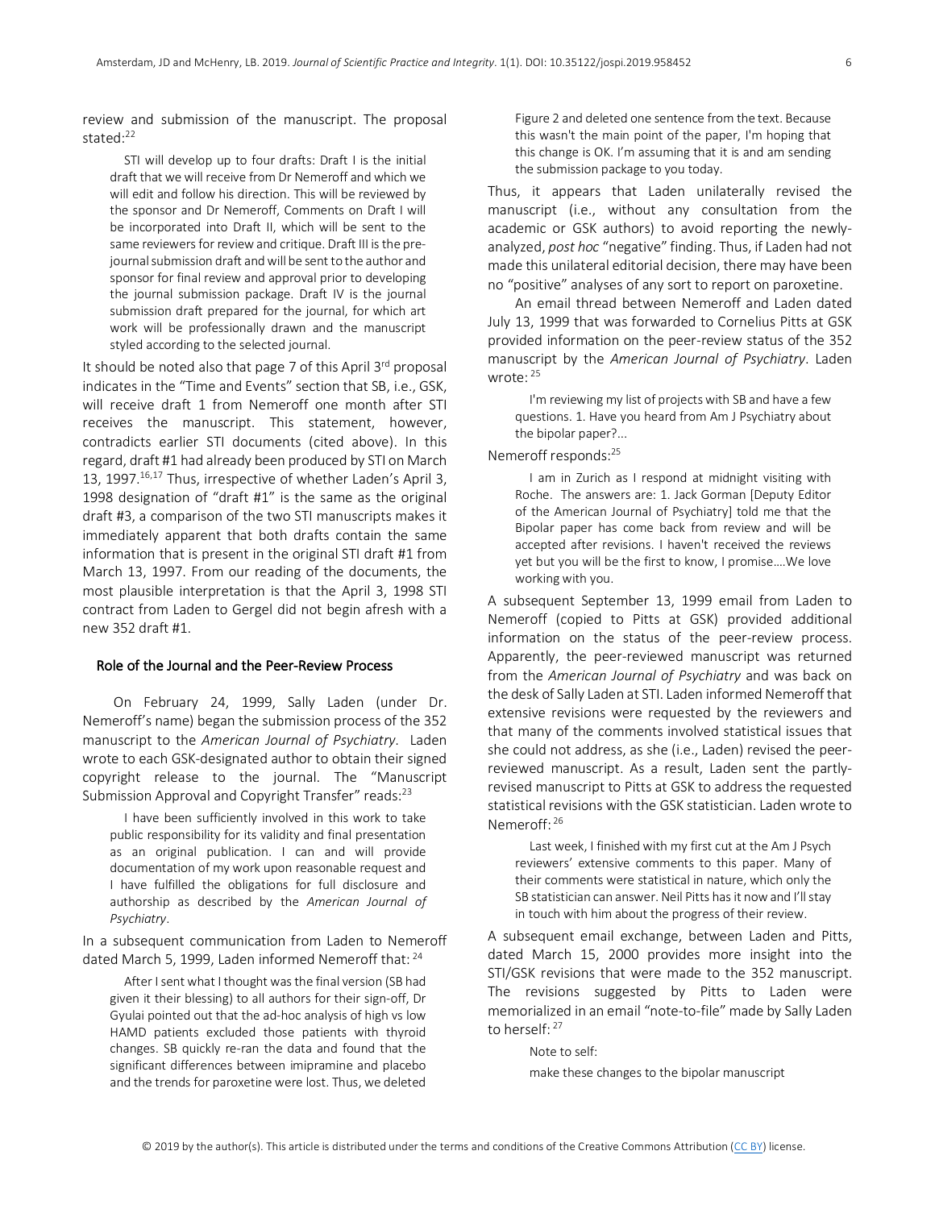review and submission of the manuscript. The proposal stated:[22]

> STI will develop up to four drafts: Draft I is the initial draft that we will receive from Dr Nemeroff and which we will edit and follow his direction. This will be reviewed by the sponsor and Dr Nemeroff, Comments on Draft I will be incorporated into Draft II, which will be sent to the same reviewers for review and critique. Draft III is the pre-journal submission draft and will be sent to the author and sponsor for final review and approval prior to developing the journal submission package. Draft IV is the journal submission draft prepared for the journal, for which art work will be professionally drawn and the manuscript styled according to the selected journal.

It should be noted also that page 7 of this April 3rd proposal indicates in the "Time and Events" section that SB, i.e., GSK, will receive draft 1 from Nemeroff one month after STI receives the manuscript. This statement, however, contradicts earlier STI documents (cited above). In this regard, draft #1 had already been produced by STI on March 13, 1997.[16,17] Thus, irrespective of whether Laden's April 3, 1998 designation of "draft #1" is the same as the original draft #3, a comparison of the two STI manuscripts makes it immediately apparent that both drafts contain the same information that is present in the original STI draft #1 from March 13, 1997. From our reading of the documents, the most plausible interpretation is that the April 3, 1998 STI contract from Laden to Gergel did not begin afresh with a new 352 draft #1.

## Role of the Journal and the Peer-Review Process

On February 24, 1999, Sally Laden (under Dr. Nemeroff's name) began the submission process of the 352 manuscript to the *American Journal of Psychiatry*. Laden wrote to each GSK-designated author to obtain their signed copyright release to the journal. The "Manuscript Submission Approval and Copyright Transfer" reads:[23]

> I have been sufficiently involved in this work to take public responsibility for its validity and final presentation as an original publication. I can and will provide documentation of my work upon reasonable request and I have fulfilled the obligations for full disclosure and authorship as described by the *American Journal of Psychiatry*.

In a subsequent communication from Laden to Nemeroff dated March 5, 1999, Laden informed Nemeroff that:[24]

> After I sent what I thought was the final version (SB had given it their blessing) to all authors for their sign-off, Dr Gyulai pointed out that the ad-hoc analysis of high vs low HAMD patients excluded those patients with thyroid changes. SB quickly re-ran the data and found that the significant differences between imipramine and placebo and the trends for paroxetine were lost. Thus, we deleted Figure 2 and deleted one sentence from the text. Because this wasn't the main point of the paper, I'm hoping that this change is OK. I'm assuming that it is and am sending the submission package to you today.

Thus, it appears that Laden unilaterally revised the manuscript (i.e., without any consultation from the academic or GSK authors) to avoid reporting the newly-analyzed, *post hoc* "negative" finding. Thus, if Laden had not made this unilateral editorial decision, there may have been no "positive" analyses of any sort to report on paroxetine.

An email thread between Nemeroff and Laden dated July 13, 1999 that was forwarded to Cornelius Pitts at GSK provided information on the peer-review status of the 352 manuscript by the *American Journal of Psychiatry*. Laden wrote:[25]

> I'm reviewing my list of projects with SB and have a few questions. 1. Have you heard from Am J Psychiatry about the bipolar paper?...

Nemeroff responds:[25]

> I am in Zurich as I respond at midnight visiting with Roche. The answers are: 1. Jack Gorman [Deputy Editor of the American Journal of Psychiatry] told me that the Bipolar paper has come back from review and will be accepted after revisions. I haven't received the reviews yet but you will be the first to know, I promise….We love working with you.

A subsequent September 13, 1999 email from Laden to Nemeroff (copied to Pitts at GSK) provided additional information on the status of the peer-review process. Apparently, the peer-reviewed manuscript was returned from the *American Journal of Psychiatry* and was back on the desk of Sally Laden at STI. Laden informed Nemeroff that extensive revisions were requested by the reviewers and that many of the comments involved statistical issues that she could not address, as she (i.e., Laden) revised the peer-reviewed manuscript. As a result, Laden sent the partly-revised manuscript to Pitts at GSK to address the requested statistical revisions with the GSK statistician. Laden wrote to Nemeroff:[26]

> Last week, I finished with my first cut at the Am J Psych reviewers' extensive comments to this paper. Many of their comments were statistical in nature, which only the SB statistician can answer. Neil Pitts has it now and I'll stay in touch with him about the progress of their review.

A subsequent email exchange, between Laden and Pitts, dated March 15, 2000 provides more insight into the STI/GSK revisions that were made to the 352 manuscript. The revisions suggested by Pitts to Laden were memorialized in an email "note-to-file" made by Sally Laden to herself:[27]

> Note to self:
>
> make these changes to the bipolar manuscript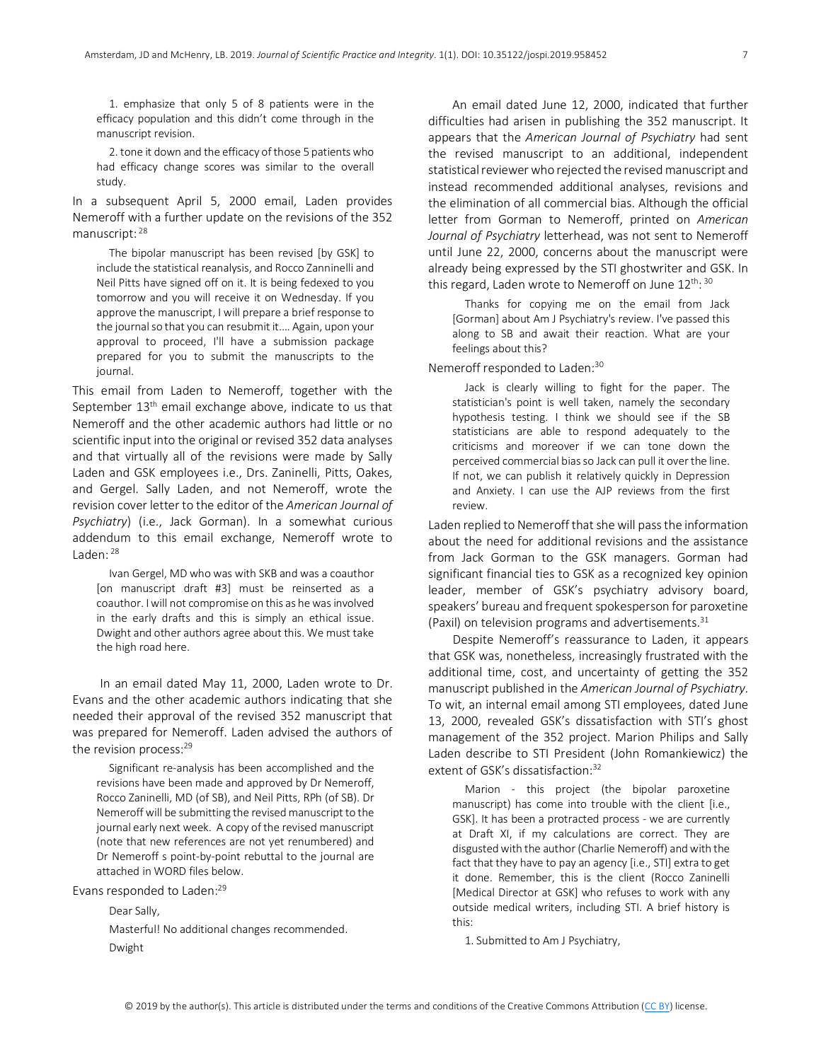1. emphasize that only 5 of 8 patients were in the efficacy population and this didn't come through in the manuscript revision.

2. tone it down and the efficacy of those 5 patients who had efficacy change scores was similar to the overall study.

In a subsequent April 5, 2000 email, Laden provides Nemeroff with a further update on the revisions of the 352 manuscript: [28]

> The bipolar manuscript has been revised [by GSK] to include the statistical reanalysis, and Rocco Zanninelli and Neil Pitts have signed off on it. It is being fedexed to you tomorrow and you will receive it on Wednesday. If you approve the manuscript, I will prepare a brief response to the journal so that you can resubmit it…. Again, upon your approval to proceed, I'll have a submission package prepared for you to submit the manuscripts to the journal.

This email from Laden to Nemeroff, together with the September 13th email exchange above, indicate to us that Nemeroff and the other academic authors had little or no scientific input into the original or revised 352 data analyses and that virtually all of the revisions were made by Sally Laden and GSK employees i.e., Drs. Zaninelli, Pitts, Oakes, and Gergel. Sally Laden, and not Nemeroff, wrote the revision cover letter to the editor of the *American Journal of Psychiatry*) (i.e., Jack Gorman). In a somewhat curious addendum to this email exchange, Nemeroff wrote to Laden: [28]

> Ivan Gergel, MD who was with SKB and was a coauthor [on manuscript draft #3] must be reinserted as a coauthor. I will not compromise on this as he was involved in the early drafts and this is simply an ethical issue. Dwight and other authors agree about this. We must take the high road here.

In an email dated May 11, 2000, Laden wrote to Dr. Evans and the other academic authors indicating that she needed their approval of the revised 352 manuscript that was prepared for Nemeroff. Laden advised the authors of the revision process: [29]

> Significant re-analysis has been accomplished and the revisions have been made and approved by Dr Nemeroff, Rocco Zaninelli, MD (of SB), and Neil Pitts, RPh (of SB). Dr Nemeroff will be submitting the revised manuscript to the journal early next week. A copy of the revised manuscript (note that new references are not yet renumbered) and Dr Nemeroff s point-by-point rebuttal to the journal are attached in WORD files below.

Evans responded to Laden: [29]

> Dear Sally,
>
> Masterful! No additional changes recommended.
>
> Dwight

An email dated June 12, 2000, indicated that further difficulties had arisen in publishing the 352 manuscript. It appears that the *American Journal of Psychiatry* had sent the revised manuscript to an additional, independent statistical reviewer who rejected the revised manuscript and instead recommended additional analyses, revisions and the elimination of all commercial bias. Although the official letter from Gorman to Nemeroff, printed on *American Journal of Psychiatry* letterhead, was not sent to Nemeroff until June 22, 2000, concerns about the manuscript were already being expressed by the STI ghostwriter and GSK. In this regard, Laden wrote to Nemeroff on June 12th: [30]

> Thanks for copying me on the email from Jack [Gorman] about Am J Psychiatry's review. I've passed this along to SB and await their reaction. What are your feelings about this?

Nemeroff responded to Laden: [30]

> Jack is clearly willing to fight for the paper. The statistician's point is well taken, namely the secondary hypothesis testing. I think we should see if the SB statisticians are able to respond adequately to the criticisms and moreover if we can tone down the perceived commercial bias so Jack can pull it over the line. If not, we can publish it relatively quickly in Depression and Anxiety. I can use the AJP reviews from the first review.

Laden replied to Nemeroff that she will pass the information about the need for additional revisions and the assistance from Jack Gorman to the GSK managers. Gorman had significant financial ties to GSK as a recognized key opinion leader, member of GSK's psychiatry advisory board, speakers' bureau and frequent spokesperson for paroxetine (Paxil) on television programs and advertisements. [31]

Despite Nemeroff's reassurance to Laden, it appears that GSK was, nonetheless, increasingly frustrated with the additional time, cost, and uncertainty of getting the 352 manuscript published in the *American Journal of Psychiatry*. To wit, an internal email among STI employees, dated June 13, 2000, revealed GSK's dissatisfaction with STI's ghost management of the 352 project. Marion Philips and Sally Laden describe to STI President (John Romankiewicz) the extent of GSK's dissatisfaction: [32]

> Marion - this project (the bipolar paroxetine manuscript) has come into trouble with the client [i.e., GSK]. It has been a protracted process - we are currently at Draft XI, if my calculations are correct. They are disgusted with the author (Charlie Nemeroff) and with the fact that they have to pay an agency [i.e., STI] extra to get it done. Remember, this is the client (Rocco Zaninelli [Medical Director at GSK] who refuses to work with any outside medical writers, including STI. A brief history is this:
>
> 1. Submitted to Am J Psychiatry,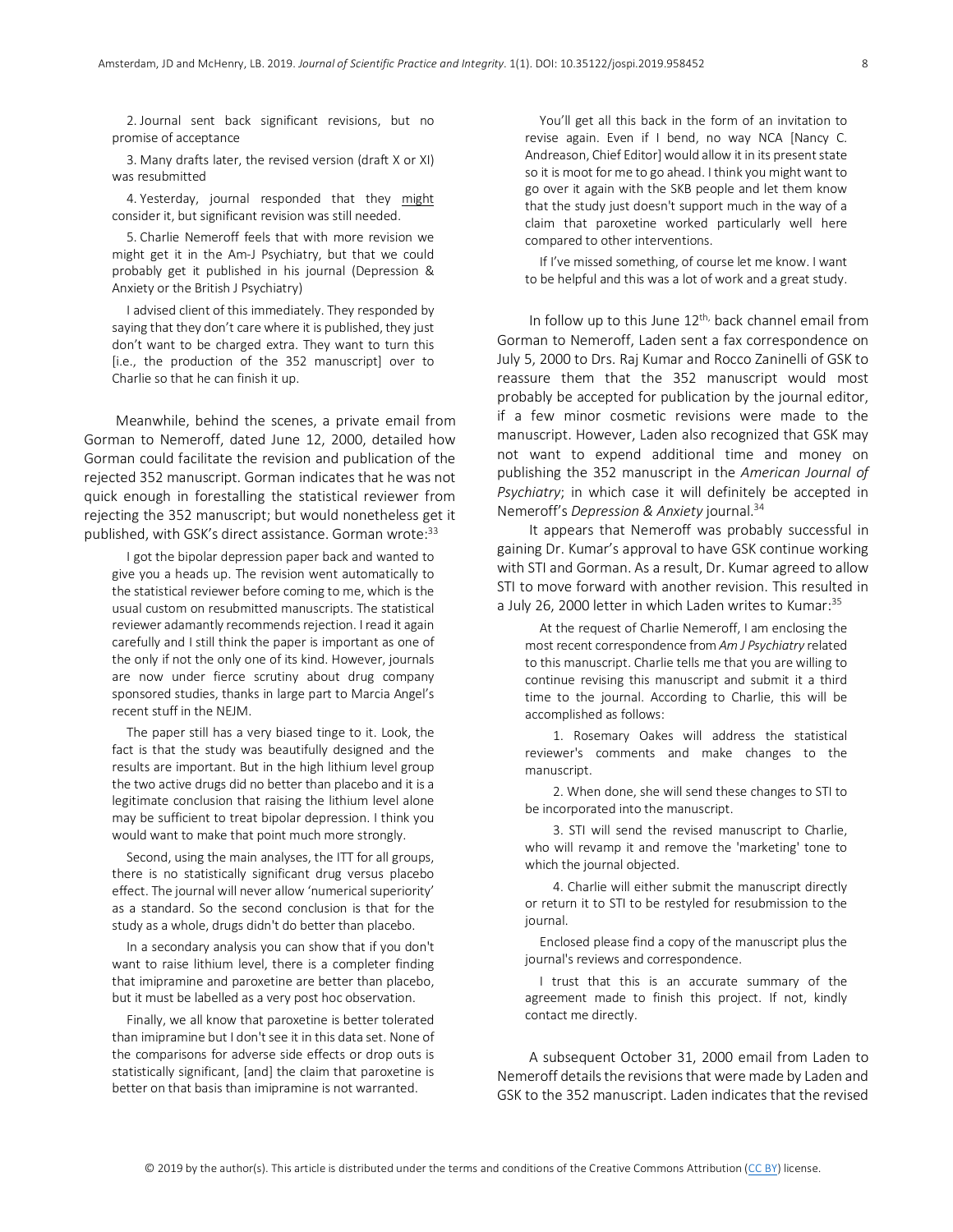2. Journal sent back significant revisions, but no promise of acceptance

3. Many drafts later, the revised version (draft X or XI) was resubmitted

4. Yesterday, journal responded that they might consider it, but significant revision was still needed.

5. Charlie Nemeroff feels that with more revision we might get it in the Am-J Psychiatry, but that we could probably get it published in his journal (Depression & Anxiety or the British J Psychiatry)

> I advised client of this immediately. They responded by saying that they don't care where it is published, they just don't want to be charged extra. They want to turn this [i.e., the production of the 352 manuscript] over to Charlie so that he can finish it up.

Meanwhile, behind the scenes, a private email from Gorman to Nemeroff, dated June 12, 2000, detailed how Gorman could facilitate the revision and publication of the rejected 352 manuscript. Gorman indicates that he was not quick enough in forestalling the statistical reviewer from rejecting the 352 manuscript; but would nonetheless get it published, with GSK's direct assistance. Gorman wrote:[33]

> I got the bipolar depression paper back and wanted to give you a heads up. The revision went automatically to the statistical reviewer before coming to me, which is the usual custom on resubmitted manuscripts. The statistical reviewer adamantly recommends rejection. I read it again carefully and I still think the paper is important as one of the only if not the only one of its kind. However, journals are now under fierce scrutiny about drug company sponsored studies, thanks in large part to Marcia Angel's recent stuff in the NEJM.
>
> The paper still has a very biased tinge to it. Look, the fact is that the study was beautifully designed and the results are important. But in the high lithium level group the two active drugs did no better than placebo and it is a legitimate conclusion that raising the lithium level alone may be sufficient to treat bipolar depression. I think you would want to make that point much more strongly.
>
> Second, using the main analyses, the ITT for all groups, there is no statistically significant drug versus placebo effect. The journal will never allow 'numerical superiority' as a standard. So the second conclusion is that for the study as a whole, drugs didn't do better than placebo.
>
> In a secondary analysis you can show that if you don't want to raise lithium level, there is a completer finding that imipramine and paroxetine are better than placebo, but it must be labelled as a very post hoc observation.
>
> Finally, we all know that paroxetine is better tolerated than imipramine but I don't see it in this data set. None of the comparisons for adverse side effects or drop outs is statistically significant, [and] the claim that paroxetine is better on that basis than imipramine is not warranted.
>
> You'll get all this back in the form of an invitation to revise again. Even if I bend, no way NCA [Nancy C. Andreason, Chief Editor] would allow it in its present state so it is moot for me to go ahead. I think you might want to go over it again with the SKB people and let them know that the study just doesn't support much in the way of a claim that paroxetine worked particularly well here compared to other interventions.
>
> If I've missed something, of course let me know. I want to be helpful and this was a lot of work and a great study.

In follow up to this June 12th, back channel email from Gorman to Nemeroff, Laden sent a fax correspondence on July 5, 2000 to Drs. Raj Kumar and Rocco Zaninelli of GSK to reassure them that the 352 manuscript would most probably be accepted for publication by the journal editor, if a few minor cosmetic revisions were made to the manuscript. However, Laden also recognized that GSK may not want to expend additional time and money on publishing the 352 manuscript in the *American Journal of Psychiatry*; in which case it will definitely be accepted in Nemeroff's *Depression & Anxiety* journal.[34]

It appears that Nemeroff was probably successful in gaining Dr. Kumar's approval to have GSK continue working with STI and Gorman. As a result, Dr. Kumar agreed to allow STI to move forward with another revision. This resulted in a July 26, 2000 letter in which Laden writes to Kumar:[35]

> At the request of Charlie Nemeroff, I am enclosing the most recent correspondence from *Am J Psychiatry* related to this manuscript. Charlie tells me that you are willing to continue revising this manuscript and submit it a third time to the journal. According to Charlie, this will be accomplished as follows:
>
> 1. Rosemary Oakes will address the statistical reviewer's comments and make changes to the manuscript.
>
> 2. When done, she will send these changes to STI to be incorporated into the manuscript.
>
> 3. STI will send the revised manuscript to Charlie, who will revamp it and remove the 'marketing' tone to which the journal objected.
>
> 4. Charlie will either submit the manuscript directly or return it to STI to be restyled for resubmission to the journal.
>
> Enclosed please find a copy of the manuscript plus the journal's reviews and correspondence.
>
> I trust that this is an accurate summary of the agreement made to finish this project. If not, kindly contact me directly.

A subsequent October 31, 2000 email from Laden to Nemeroff details the revisions that were made by Laden and GSK to the 352 manuscript. Laden indicates that the revised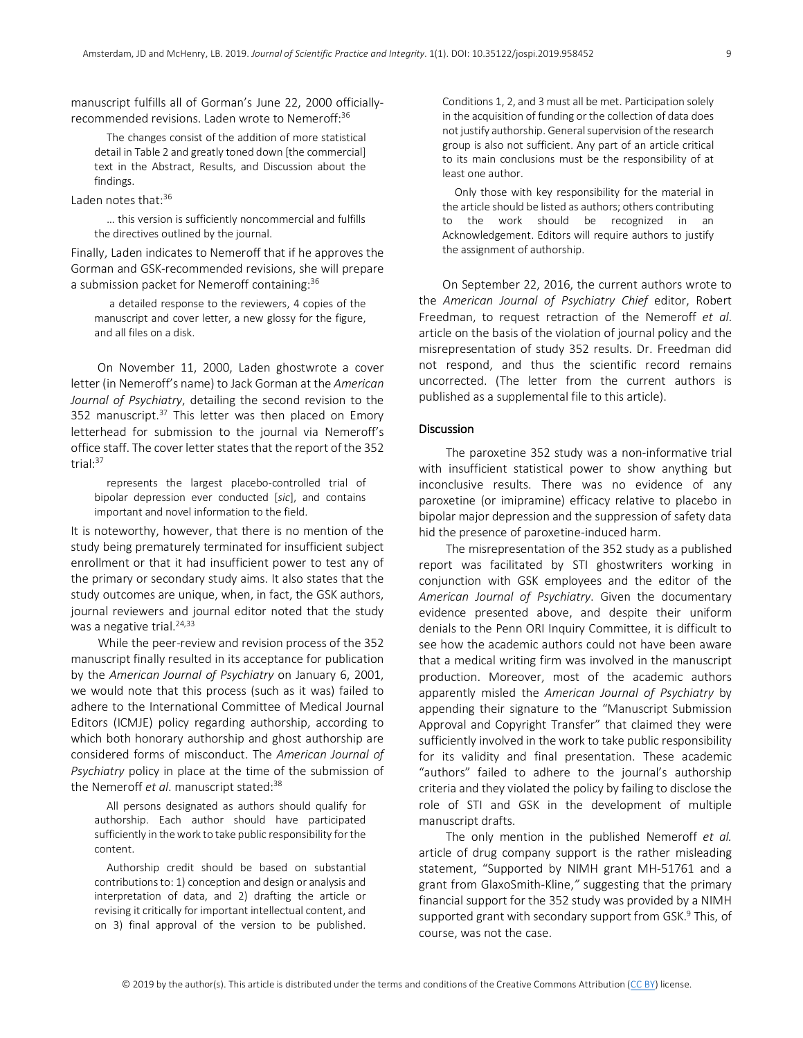manuscript fulfills all of Gorman's June 22, 2000 officially-recommended revisions. Laden wrote to Nemeroff:[36]

> The changes consist of the addition of more statistical detail in Table 2 and greatly toned down [the commercial] text in the Abstract, Results, and Discussion about the findings.

Laden notes that:[36]

> … this version is sufficiently noncommercial and fulfills the directives outlined by the journal.

Finally, Laden indicates to Nemeroff that if he approves the Gorman and GSK-recommended revisions, she will prepare a submission packet for Nemeroff containing:[36]

> a detailed response to the reviewers, 4 copies of the manuscript and cover letter, a new glossy for the figure, and all files on a disk.

On November 11, 2000, Laden ghostwrote a cover letter (in Nemeroff's name) to Jack Gorman at the *American Journal of Psychiatry*, detailing the second revision to the 352 manuscript.[37] This letter was then placed on Emory letterhead for submission to the journal via Nemeroff's office staff. The cover letter states that the report of the 352 trial:[37]

> represents the largest placebo-controlled trial of bipolar depression ever conducted [*sic*], and contains important and novel information to the field.

It is noteworthy, however, that there is no mention of the study being prematurely terminated for insufficient subject enrollment or that it had insufficient power to test any of the primary or secondary study aims. It also states that the study outcomes are unique, when, in fact, the GSK authors, journal reviewers and journal editor noted that the study was a negative trial.[24,33]

While the peer-review and revision process of the 352 manuscript finally resulted in its acceptance for publication by the *American Journal of Psychiatry* on January 6, 2001, we would note that this process (such as it was) failed to adhere to the International Committee of Medical Journal Editors (ICMJE) policy regarding authorship, according to which both honorary authorship and ghost authorship are considered forms of misconduct. The *American Journal of Psychiatry* policy in place at the time of the submission of the Nemeroff *et al*. manuscript stated:[38]

> All persons designated as authors should qualify for authorship. Each author should have participated sufficiently in the work to take public responsibility for the content.
>
> Authorship credit should be based on substantial contributions to: 1) conception and design or analysis and interpretation of data, and 2) drafting the article or revising it critically for important intellectual content, and on 3) final approval of the version to be published. Conditions 1, 2, and 3 must all be met. Participation solely in the acquisition of funding or the collection of data does not justify authorship. General supervision of the research group is also not sufficient. Any part of an article critical to its main conclusions must be the responsibility of at least one author.
>
> Only those with key responsibility for the material in the article should be listed as authors; others contributing to the work should be recognized in an Acknowledgement. Editors will require authors to justify the assignment of authorship.

On September 22, 2016, the current authors wrote to the *American Journal of Psychiatry Chief* editor, Robert Freedman, to request retraction of the Nemeroff *et al*. article on the basis of the violation of journal policy and the misrepresentation of study 352 results. Dr. Freedman did not respond, and thus the scientific record remains uncorrected. (The letter from the current authors is published as a supplemental file to this article).

## Discussion

The paroxetine 352 study was a non-informative trial with insufficient statistical power to show anything but inconclusive results. There was no evidence of any paroxetine (or imipramine) efficacy relative to placebo in bipolar major depression and the suppression of safety data hid the presence of paroxetine-induced harm.

The misrepresentation of the 352 study as a published report was facilitated by STI ghostwriters working in conjunction with GSK employees and the editor of the *American Journal of Psychiatry*. Given the documentary evidence presented above, and despite their uniform denials to the Penn ORI Inquiry Committee, it is difficult to see how the academic authors could not have been aware that a medical writing firm was involved in the manuscript production. Moreover, most of the academic authors apparently misled the *American Journal of Psychiatry* by appending their signature to the "Manuscript Submission Approval and Copyright Transfer" that claimed they were sufficiently involved in the work to take public responsibility for its validity and final presentation. These academic "authors" failed to adhere to the journal's authorship criteria and they violated the policy by failing to disclose the role of STI and GSK in the development of multiple manuscript drafts.

The only mention in the published Nemeroff *et al.* article of drug company support is the rather misleading statement, "Supported by NIMH grant MH-51761 and a grant from GlaxoSmith-Kline," suggesting that the primary financial support for the 352 study was provided by a NIMH supported grant with secondary support from GSK.[9] This, of course, was not the case.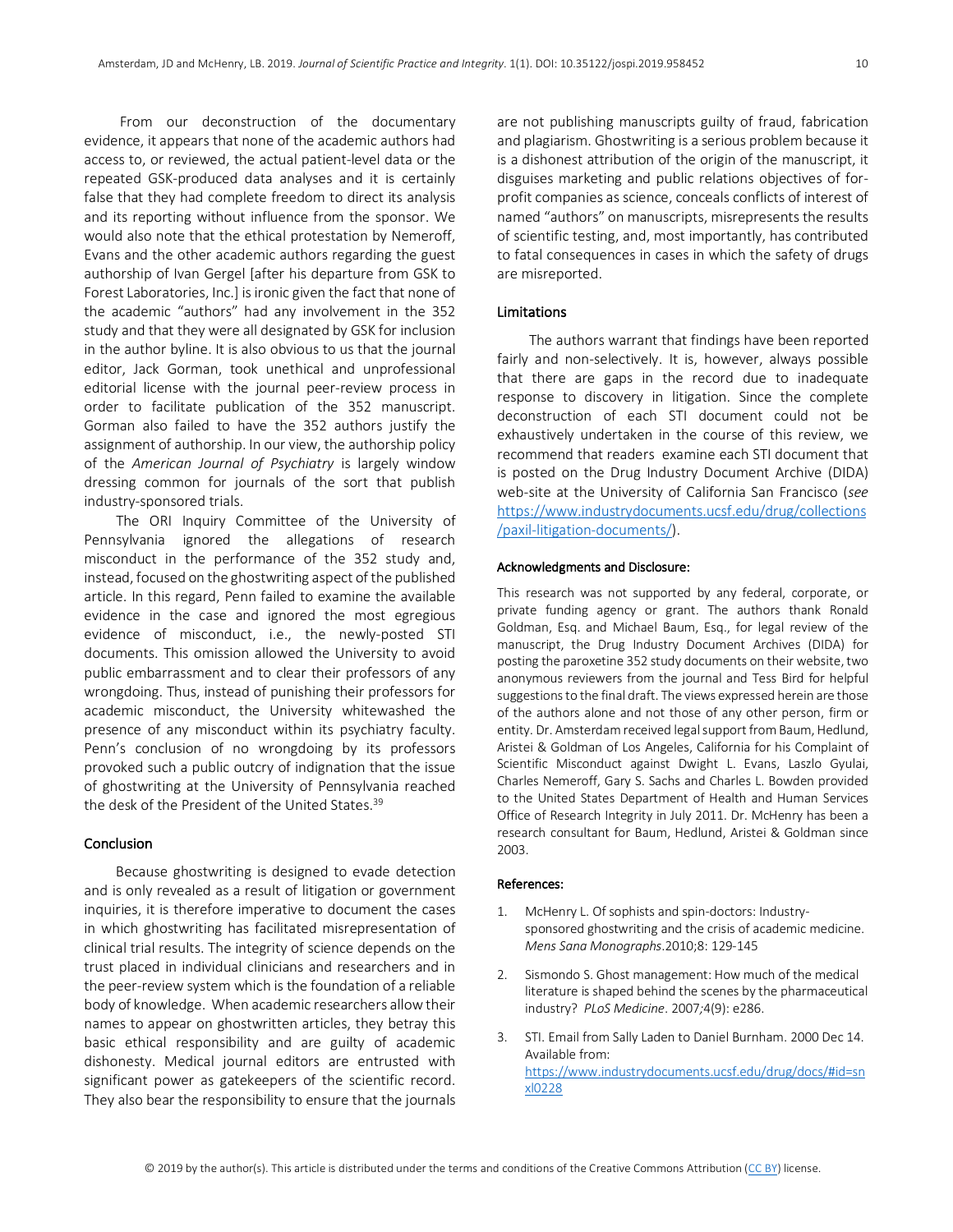From our deconstruction of the documentary evidence, it appears that none of the academic authors had access to, or reviewed, the actual patient-level data or the repeated GSK-produced data analyses and it is certainly false that they had complete freedom to direct its analysis and its reporting without influence from the sponsor. We would also note that the ethical protestation by Nemeroff, Evans and the other academic authors regarding the guest authorship of Ivan Gergel [after his departure from GSK to Forest Laboratories, Inc.] is ironic given the fact that none of the academic "authors" had any involvement in the 352 study and that they were all designated by GSK for inclusion in the author byline. It is also obvious to us that the journal editor, Jack Gorman, took unethical and unprofessional editorial license with the journal peer-review process in order to facilitate publication of the 352 manuscript. Gorman also failed to have the 352 authors justify the assignment of authorship. In our view, the authorship policy of the *American Journal of Psychiatry* is largely window dressing common for journals of the sort that publish industry-sponsored trials.

The ORI Inquiry Committee of the University of Pennsylvania ignored the allegations of research misconduct in the performance of the 352 study and, instead, focused on the ghostwriting aspect of the published article. In this regard, Penn failed to examine the available evidence in the case and ignored the most egregious evidence of misconduct, i.e., the newly-posted STI documents. This omission allowed the University to avoid public embarrassment and to clear their professors of any wrongdoing. Thus, instead of punishing their professors for academic misconduct, the University whitewashed the presence of any misconduct within its psychiatry faculty. Penn's conclusion of no wrongdoing by its professors provoked such a public outcry of indignation that the issue of ghostwriting at the University of Pennsylvania reached the desk of the President of the United States.[39]

## Conclusion

Because ghostwriting is designed to evade detection and is only revealed as a result of litigation or government inquiries, it is therefore imperative to document the cases in which ghostwriting has facilitated misrepresentation of clinical trial results. The integrity of science depends on the trust placed in individual clinicians and researchers and in the peer-review system which is the foundation of a reliable body of knowledge. When academic researchers allow their names to appear on ghostwritten articles, they betray this basic ethical responsibility and are guilty of academic dishonesty. Medical journal editors are entrusted with significant power as gatekeepers of the scientific record. They also bear the responsibility to ensure that the journals are not publishing manuscripts guilty of fraud, fabrication and plagiarism. Ghostwriting is a serious problem because it is a dishonest attribution of the origin of the manuscript, it disguises marketing and public relations objectives of for-profit companies as science, conceals conflicts of interest of named "authors" on manuscripts, misrepresents the results of scientific testing, and, most importantly, has contributed to fatal consequences in cases in which the safety of drugs are misreported.

## Limitations

The authors warrant that findings have been reported fairly and non-selectively. It is, however, always possible that there are gaps in the record due to inadequate response to discovery in litigation. Since the complete deconstruction of each STI document could not be exhaustively undertaken in the course of this review, we recommend that readers examine each STI document that is posted on the Drug Industry Document Archive (DIDA) web-site at the University of California San Francisco (*see* https://www.industrydocuments.ucsf.edu/drug/collections/paxil-litigation-documents/).

### Acknowledgments and Disclosure:

This research was not supported by any federal, corporate, or private funding agency or grant. The authors thank Ronald Goldman, Esq. and Michael Baum, Esq., for legal review of the manuscript, the Drug Industry Document Archives (DIDA) for posting the paroxetine 352 study documents on their website, two anonymous reviewers from the journal and Tess Bird for helpful suggestions to the final draft. The views expressed herein are those of the authors alone and not those of any other person, firm or entity. Dr. Amsterdam received legal support from Baum, Hedlund, Aristei & Goldman of Los Angeles, California for his Complaint of Scientific Misconduct against Dwight L. Evans, Laszlo Gyulai, Charles Nemeroff, Gary S. Sachs and Charles L. Bowden provided to the United States Department of Health and Human Services Office of Research Integrity in July 2011. Dr. McHenry has been a research consultant for Baum, Hedlund, Aristei & Goldman since 2003.

### References:

1. McHenry L. Of sophists and spin-doctors: Industry-sponsored ghostwriting and the crisis of academic medicine. *Mens Sana Monographs*.2010;8: 129-145
2. Sismondo S. Ghost management: How much of the medical literature is shaped behind the scenes by the pharmaceutical industry? *PLoS Medicine*. 2007;4(9): e286.
3. STI. Email from Sally Laden to Daniel Burnham. 2000 Dec 14. Available from: https://www.industrydocuments.ucsf.edu/drug/docs/#id=snxl0228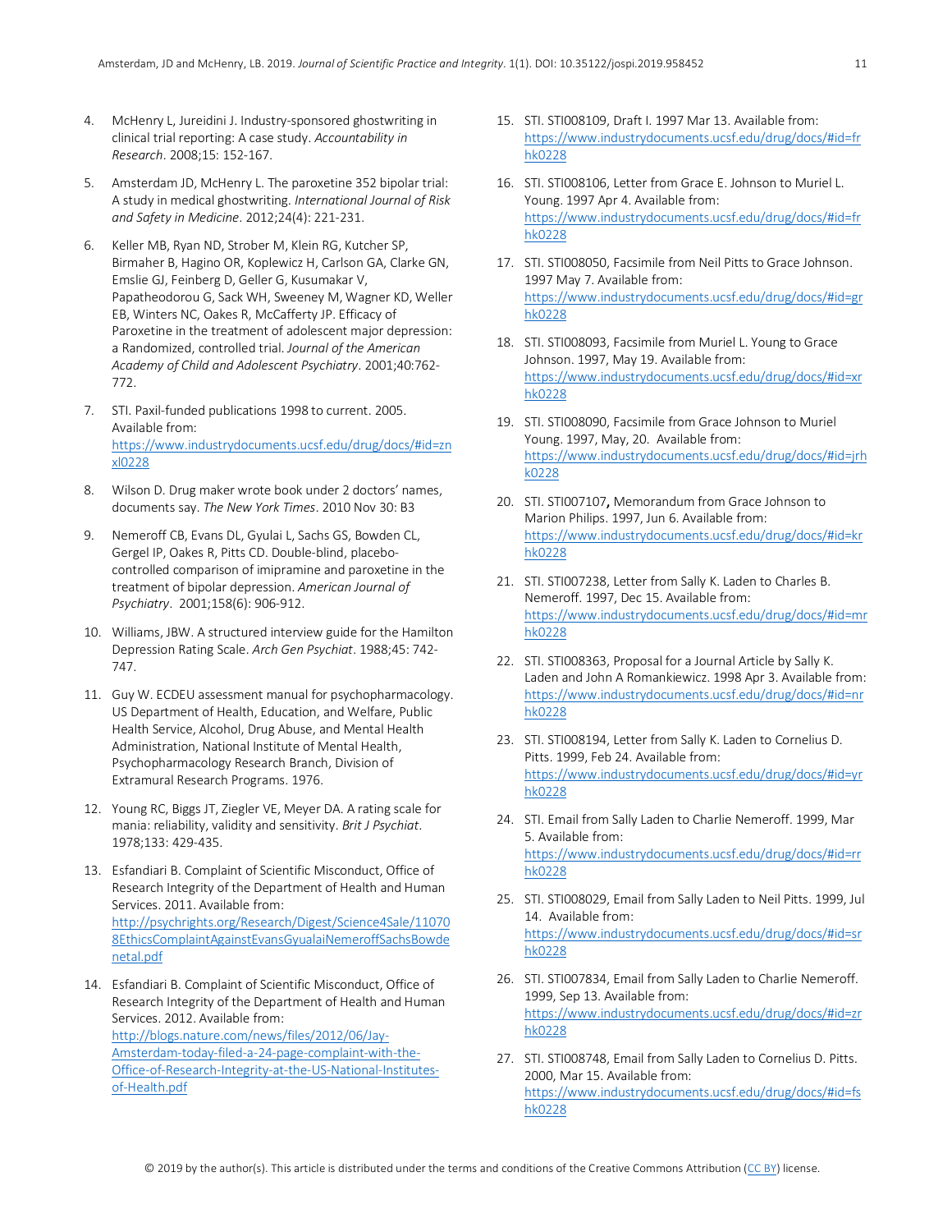4. McHenry L, Jureidini J. Industry-sponsored ghostwriting in clinical trial reporting: A case study. *Accountability in Research*. 2008;15: 152-167.

5. Amsterdam JD, McHenry L. The paroxetine 352 bipolar trial: A study in medical ghostwriting. *International Journal of Risk and Safety in Medicine*. 2012;24(4): 221-231.

6. Keller MB, Ryan ND, Strober M, Klein RG, Kutcher SP, Birmaher B, Hagino OR, Koplewicz H, Carlson GA, Clarke GN, Emslie GJ, Feinberg D, Geller G, Kusumakar V, Papatheodorou G, Sack WH, Sweeney M, Wagner KD, Weller EB, Winters NC, Oakes R, McCafferty JP. Efficacy of Paroxetine in the treatment of adolescent major depression: a Randomized, controlled trial. *Journal of the American Academy of Child and Adolescent Psychiatry*. 2001;40:762-772.

7. STI. Paxil-funded publications 1998 to current. 2005. Available from: https://www.industrydocuments.ucsf.edu/drug/docs/#id=znxl0228

8. Wilson D. Drug maker wrote book under 2 doctors' names, documents say. *The New York Times*. 2010 Nov 30: B3

9. Nemeroff CB, Evans DL, Gyulai L, Sachs GS, Bowden CL, Gergel IP, Oakes R, Pitts CD. Double-blind, placebo-controlled comparison of imipramine and paroxetine in the treatment of bipolar depression. *American Journal of Psychiatry*. 2001;158(6): 906-912.

10. Williams, JBW. A structured interview guide for the Hamilton Depression Rating Scale. *Arch Gen Psychiat*. 1988;45: 742-747.

11. Guy W. ECDEU assessment manual for psychopharmacology. US Department of Health, Education, and Welfare, Public Health Service, Alcohol, Drug Abuse, and Mental Health Administration, National Institute of Mental Health, Psychopharmacology Research Branch, Division of Extramural Research Programs. 1976.

12. Young RC, Biggs JT, Ziegler VE, Meyer DA. A rating scale for mania: reliability, validity and sensitivity. *Brit J Psychiat*. 1978;133: 429-435.

13. Esfandiari B. Complaint of Scientific Misconduct, Office of Research Integrity of the Department of Health and Human Services. 2011. Available from: http://psychrights.org/Research/Digest/Science4Sale/110708EthicsComplaintAgainstEvansGyualaiNemeroffSachsBowdenetal.pdf

14. Esfandiari B. Complaint of Scientific Misconduct, Office of Research Integrity of the Department of Health and Human Services. 2012. Available from: http://blogs.nature.com/news/files/2012/06/Jay-Amsterdam-today-filed-a-24-page-complaint-with-the-Office-of-Research-Integrity-at-the-US-National-Institutes-of-Health.pdf

15. STI. STI008109, Draft I. 1997 Mar 13. Available from: https://www.industrydocuments.ucsf.edu/drug/docs/#id=frhk0228

16. STI. STI008106, Letter from Grace E. Johnson to Muriel L. Young. 1997 Apr 4. Available from: https://www.industrydocuments.ucsf.edu/drug/docs/#id=frhk0228

17. STI. STI008050, Facsimile from Neil Pitts to Grace Johnson. 1997 May 7. Available from: https://www.industrydocuments.ucsf.edu/drug/docs/#id=grhk0228

18. STI. STI008093, Facsimile from Muriel L. Young to Grace Johnson. 1997, May 19. Available from: https://www.industrydocuments.ucsf.edu/drug/docs/#id=xrhk0228

19. STI. STI008090, Facsimile from Grace Johnson to Muriel Young. 1997, May, 20. Available from: https://www.industrydocuments.ucsf.edu/drug/docs/#id=jrhk0228

20. STI. STI007107**,** Memorandum from Grace Johnson to Marion Philips. 1997, Jun 6. Available from: https://www.industrydocuments.ucsf.edu/drug/docs/#id=krhk0228

21. STI. STI007238, Letter from Sally K. Laden to Charles B. Nemeroff. 1997, Dec 15. Available from: https://www.industrydocuments.ucsf.edu/drug/docs/#id=mrhk0228

22. STI. STI008363, Proposal for a Journal Article by Sally K. Laden and John A Romankiewicz. 1998 Apr 3. Available from: https://www.industrydocuments.ucsf.edu/drug/docs/#id=nrhk0228

23. STI. STI008194, Letter from Sally K. Laden to Cornelius D. Pitts. 1999, Feb 24. Available from: https://www.industrydocuments.ucsf.edu/drug/docs/#id=yrhk0228

24. STI. Email from Sally Laden to Charlie Nemeroff. 1999, Mar 5. Available from: https://www.industrydocuments.ucsf.edu/drug/docs/#id=rrhk0228

25. STI. STI008029, Email from Sally Laden to Neil Pitts. 1999, Jul 14. Available from: https://www.industrydocuments.ucsf.edu/drug/docs/#id=srhk0228

26. STI. STI007834, Email from Sally Laden to Charlie Nemeroff. 1999, Sep 13. Available from: https://www.industrydocuments.ucsf.edu/drug/docs/#id=zrhk0228

27. STI. STI008748, Email from Sally Laden to Cornelius D. Pitts. 2000, Mar 15. Available from: https://www.industrydocuments.ucsf.edu/drug/docs/#id=fshk0228

© 2019 by the author(s). This article is distributed under the terms and conditions of the Creative Commons Attribution (CC BY) license.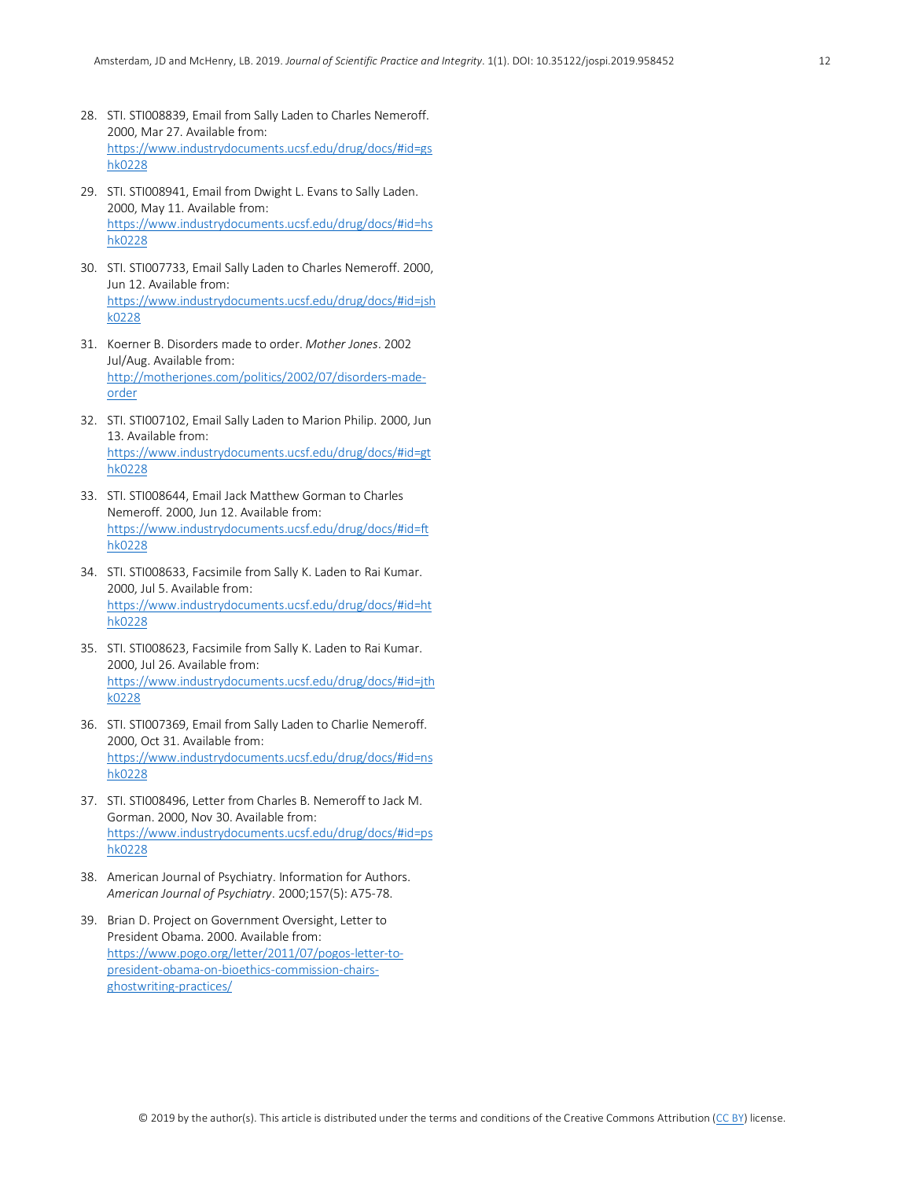28. STI. STI008839, Email from Sally Laden to Charles Nemeroff. 2000, Mar 27. Available from: https://www.industrydocuments.ucsf.edu/drug/docs/#id=gshk0228

29. STI. STI008941, Email from Dwight L. Evans to Sally Laden. 2000, May 11. Available from: https://www.industrydocuments.ucsf.edu/drug/docs/#id=hshk0228

30. STI. STI007733, Email Sally Laden to Charles Nemeroff. 2000, Jun 12. Available from: https://www.industrydocuments.ucsf.edu/drug/docs/#id=jshk0228

31. Koerner B. Disorders made to order. *Mother Jones*. 2002 Jul/Aug. Available from: http://motherjones.com/politics/2002/07/disorders-made-order

32. STI. STI007102, Email Sally Laden to Marion Philip. 2000, Jun 13. Available from: https://www.industrydocuments.ucsf.edu/drug/docs/#id=gthk0228

33. STI. STI008644, Email Jack Matthew Gorman to Charles Nemeroff. 2000, Jun 12. Available from: https://www.industrydocuments.ucsf.edu/drug/docs/#id=fthk0228

34. STI. STI008633, Facsimile from Sally K. Laden to Rai Kumar. 2000, Jul 5. Available from: https://www.industrydocuments.ucsf.edu/drug/docs/#id=hthk0228

35. STI. STI008623, Facsimile from Sally K. Laden to Rai Kumar. 2000, Jul 26. Available from: https://www.industrydocuments.ucsf.edu/drug/docs/#id=jthk0228

36. STI. STI007369, Email from Sally Laden to Charlie Nemeroff. 2000, Oct 31. Available from: https://www.industrydocuments.ucsf.edu/drug/docs/#id=nshk0228

37. STI. STI008496, Letter from Charles B. Nemeroff to Jack M. Gorman. 2000, Nov 30. Available from: https://www.industrydocuments.ucsf.edu/drug/docs/#id=pshk0228

38. American Journal of Psychiatry. Information for Authors. *American Journal of Psychiatry*. 2000;157(5): A75-78.

39. Brian D. Project on Government Oversight, Letter to President Obama. 2000. Available from: https://www.pogo.org/letter/2011/07/pogos-letter-to-president-obama-on-bioethics-commission-chairs-ghostwriting-practices/

© 2019 by the author(s). This article is distributed under the terms and conditions of the Creative Commons Attribution (CC BY) license.